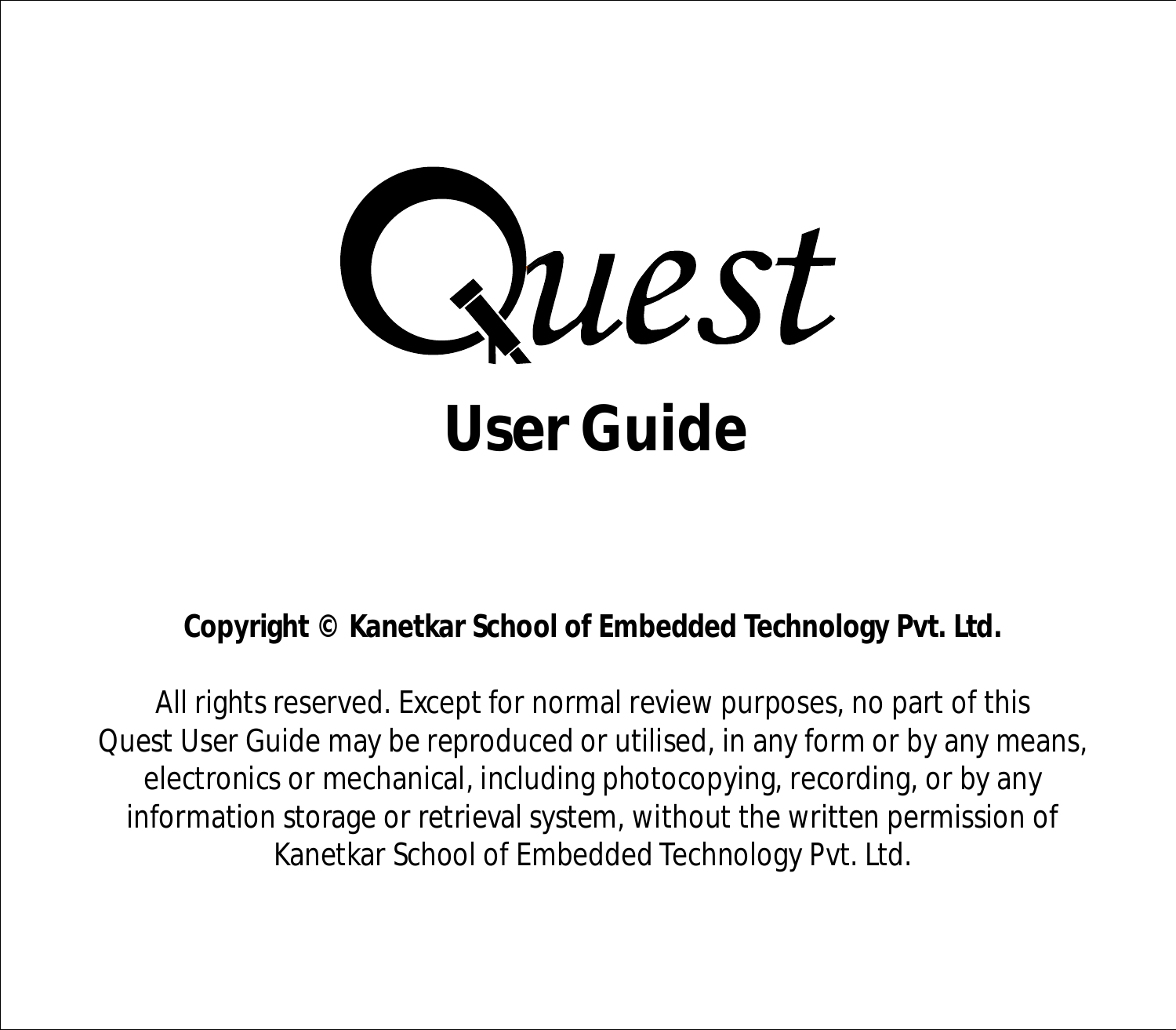# Quest

## User Guide

**Copyright © Kanetkar School of Embedded Technology Pvt. Ltd.**

All rights reserved. Except for normal review purposes, no part of this Quest User Guide may be reproduced or utilised, in any form or by any means, electronics or mechanical, including photocopying, recording, or by any information storage or retrieval system, without the written permission of Kanetkar School of Embedded Technology Pvt. Ltd.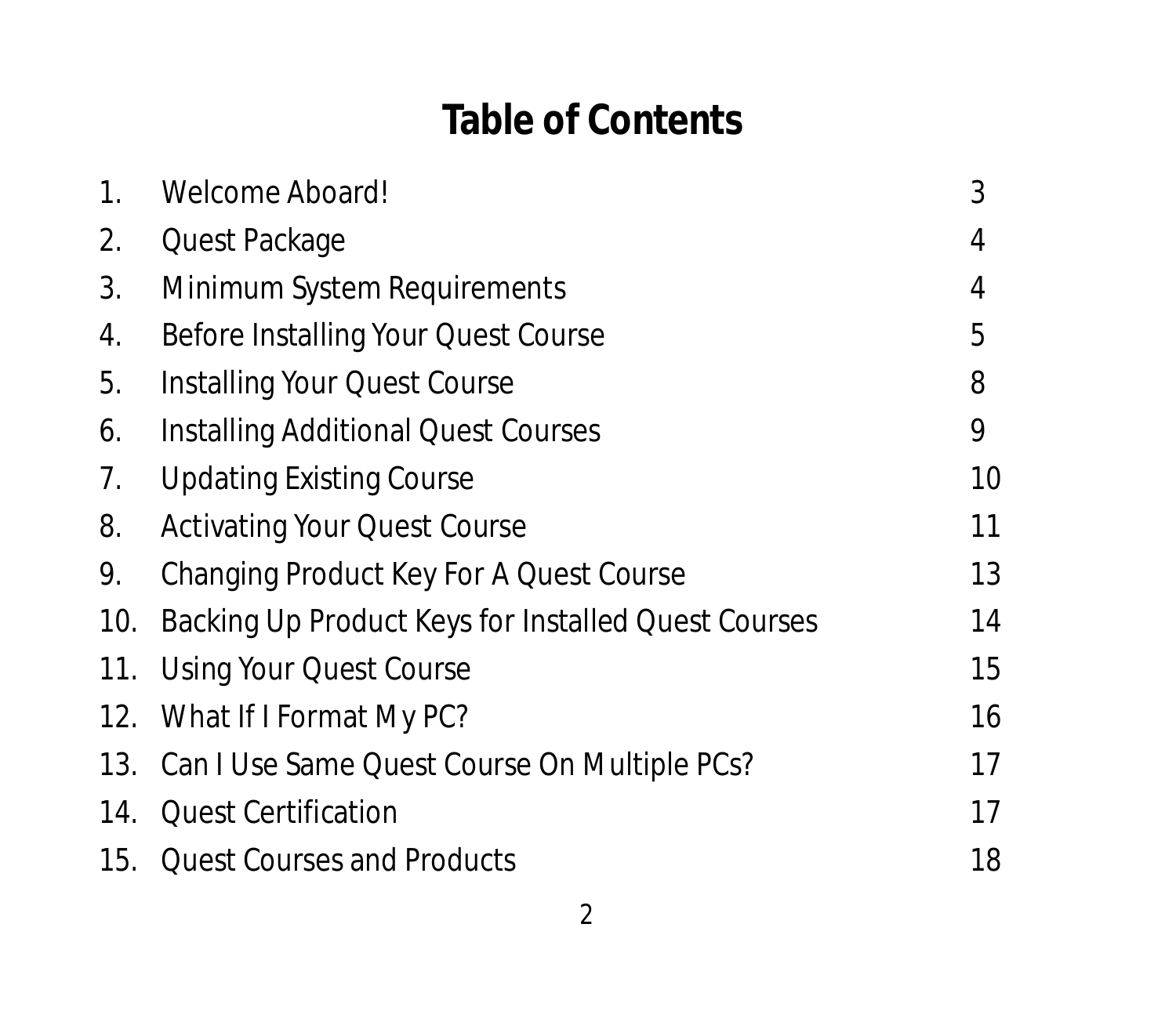# Table of Contents

| | | |
|---|---|---|
| 1. | Welcome Aboard! | 3 |
| 2. | Quest Package | 4 |
| 3. | Minimum System Requirements | 4 |
| 4. | Before Installing Your Quest Course | 5 |
| 5. | Installing Your Quest Course | 8 |
| 6. | Installing Additional Quest Courses | 9 |
| 7. | Updating Existing Course | 10 |
| 8. | Activating Your Quest Course | 11 |
| 9. | Changing Product Key For A Quest Course | 13 |
| 10. | Backing Up Product Keys for Installed Quest Courses | 14 |
| 11. | Using Your Quest Course | 15 |
| 12. | What If I Format My PC? | 16 |
| 13. | Can I Use Same Quest Course On Multiple PCs? | 17 |
| 14. | Quest Certification | 17 |
| 15. | Quest Courses and Products | 18 |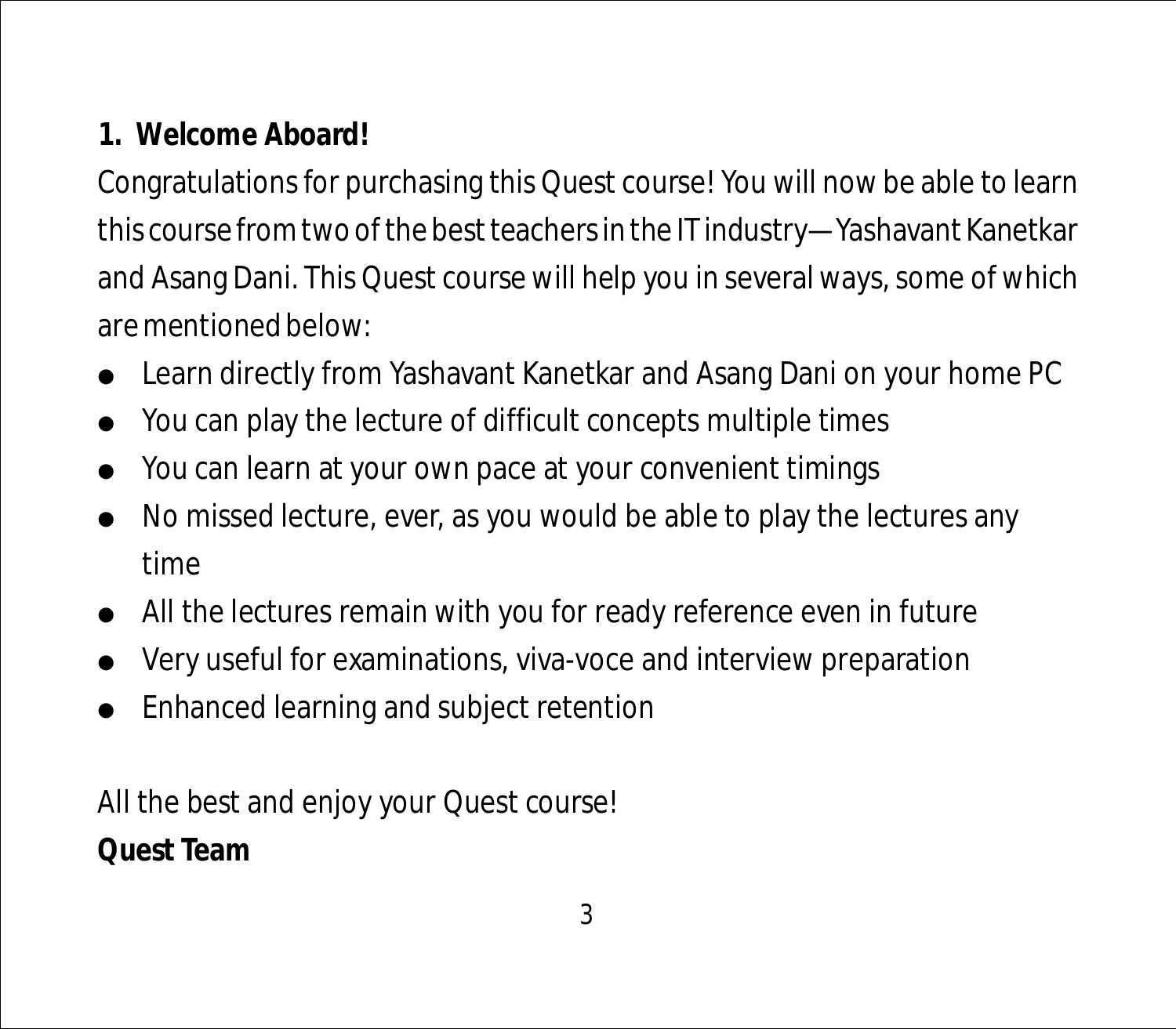## 1. Welcome Aboard!

Congratulations for purchasing this Quest course! You will now be able to learn this course from two of the best teachers in the IT industry—Yashavant Kanetkar and Asang Dani. This Quest course will help you in several ways, some of which are mentioned below:

- Learn directly from Yashavant Kanetkar and Asang Dani on your home PC
- You can play the lecture of difficult concepts multiple times
- You can learn at your own pace at your convenient timings
- No missed lecture, ever, as you would be able to play the lectures any time
- All the lectures remain with you for ready reference even in future
- Very useful for examinations, viva-voce and interview preparation
- Enhanced learning and subject retention

All the best and enjoy your Quest course!

**Quest Team**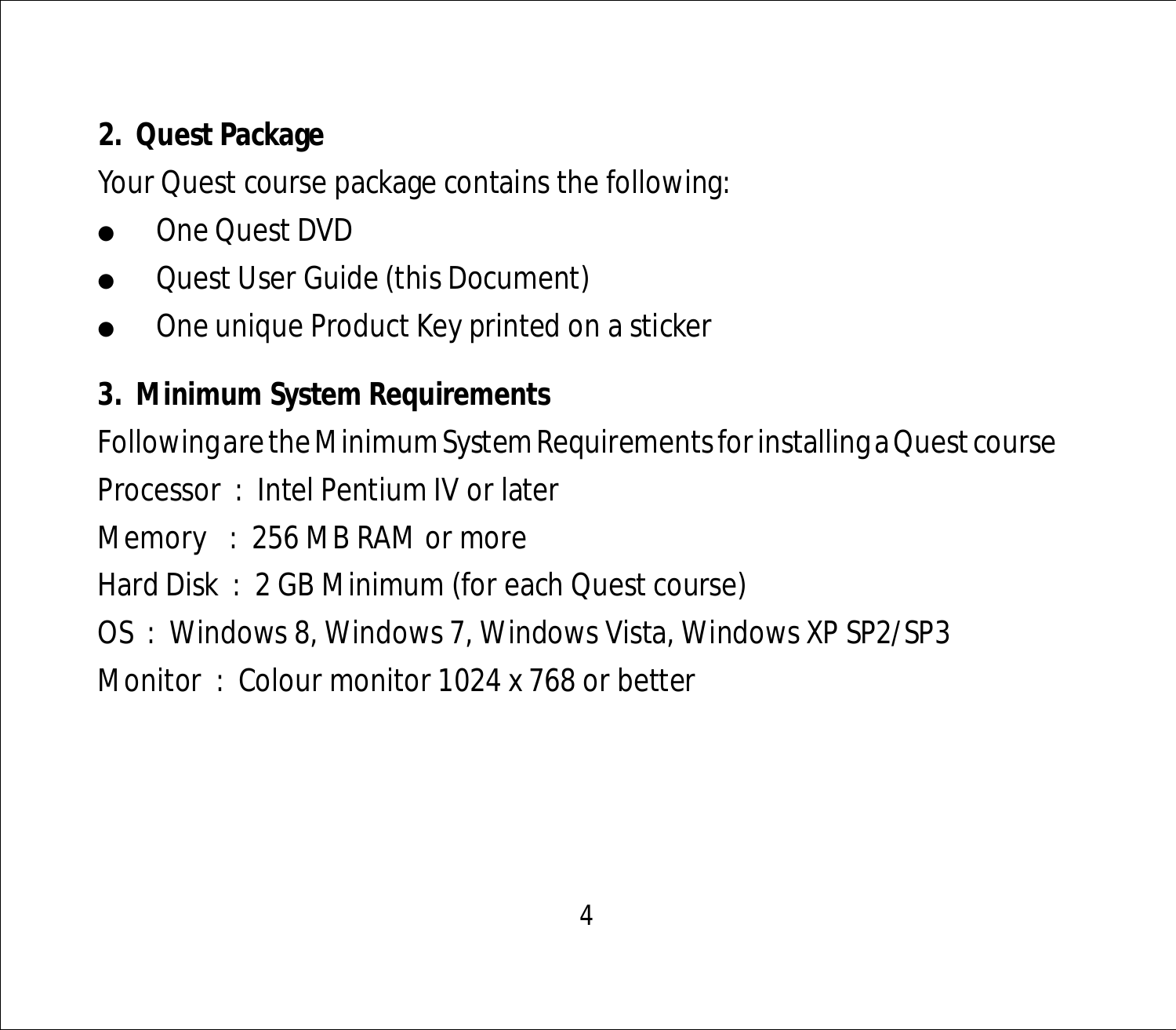## 2. Quest Package

Your Quest course package contains the following:

- One Quest DVD
- Quest User Guide (this Document)
- One unique Product Key printed on a sticker

## 3. Minimum System Requirements

Following are the Minimum System Requirements for installing a Quest course

Processor : Intel Pentium IV or later

Memory : 256 MB RAM or more

Hard Disk : 2 GB Minimum (for each Quest course)

OS : Windows 8, Windows 7, Windows Vista, Windows XP SP2/SP3

Monitor : Colour monitor 1024 x 768 or better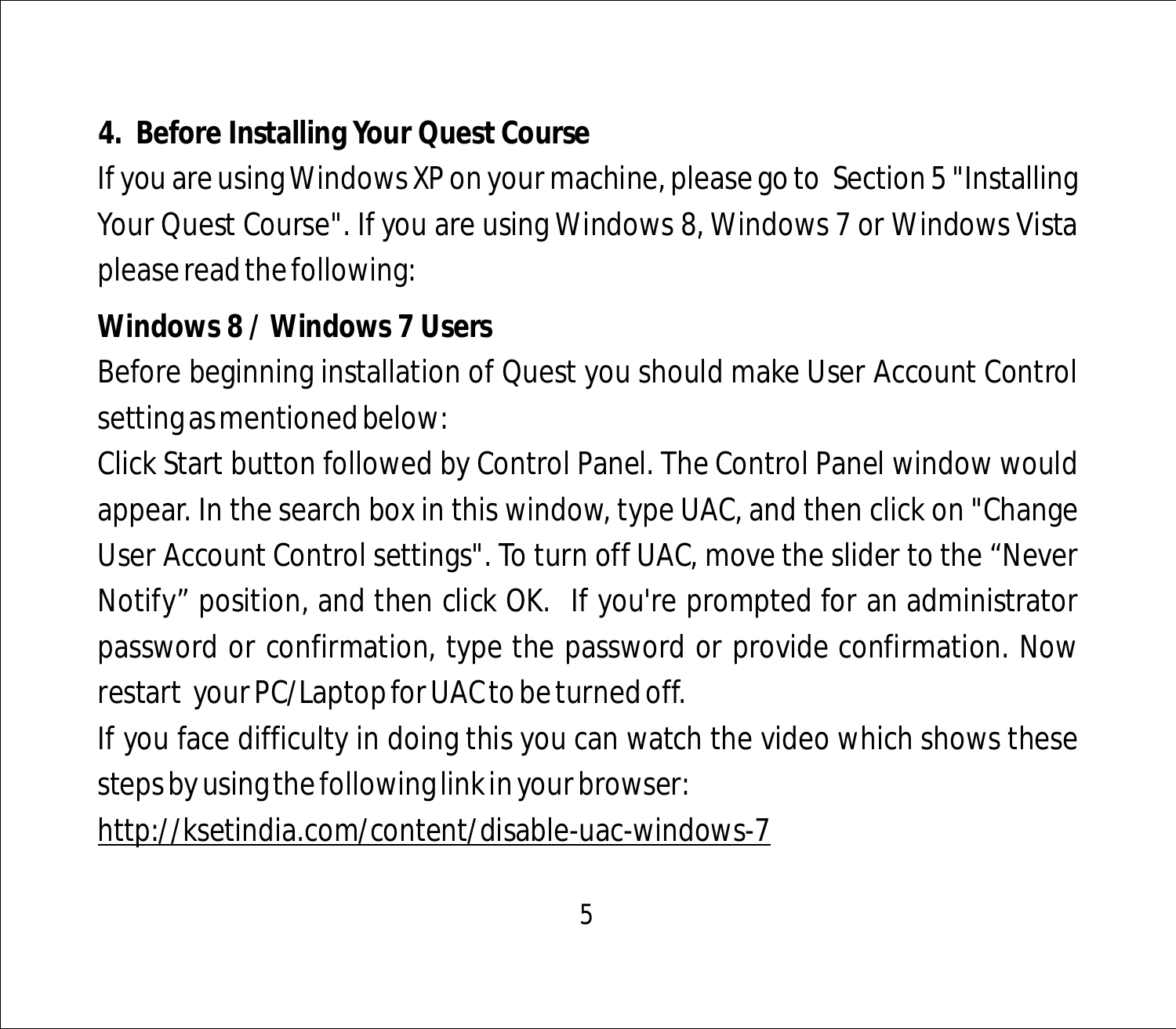## 4. Before Installing Your Quest Course

If you are using Windows XP on your machine, please go to Section 5 "Installing Your Quest Course". If you are using Windows 8, Windows 7 or Windows Vista please read the following:

### Windows 8 / Windows 7 Users

Before beginning installation of Quest you should make User Account Control setting as mentioned below:

Click Start button followed by Control Panel. The Control Panel window would appear. In the search box in this window, type UAC, and then click on "Change User Account Control settings". To turn off UAC, move the slider to the “Never Notify” position, and then click OK. If you're prompted for an administrator password or confirmation, type the password or provide confirmation. Now restart your PC/Laptop for UAC to be turned off.

If you face difficulty in doing this you can watch the video which shows these steps by using the following link in your browser:

http://ksetindia.com/content/disable-uac-windows-7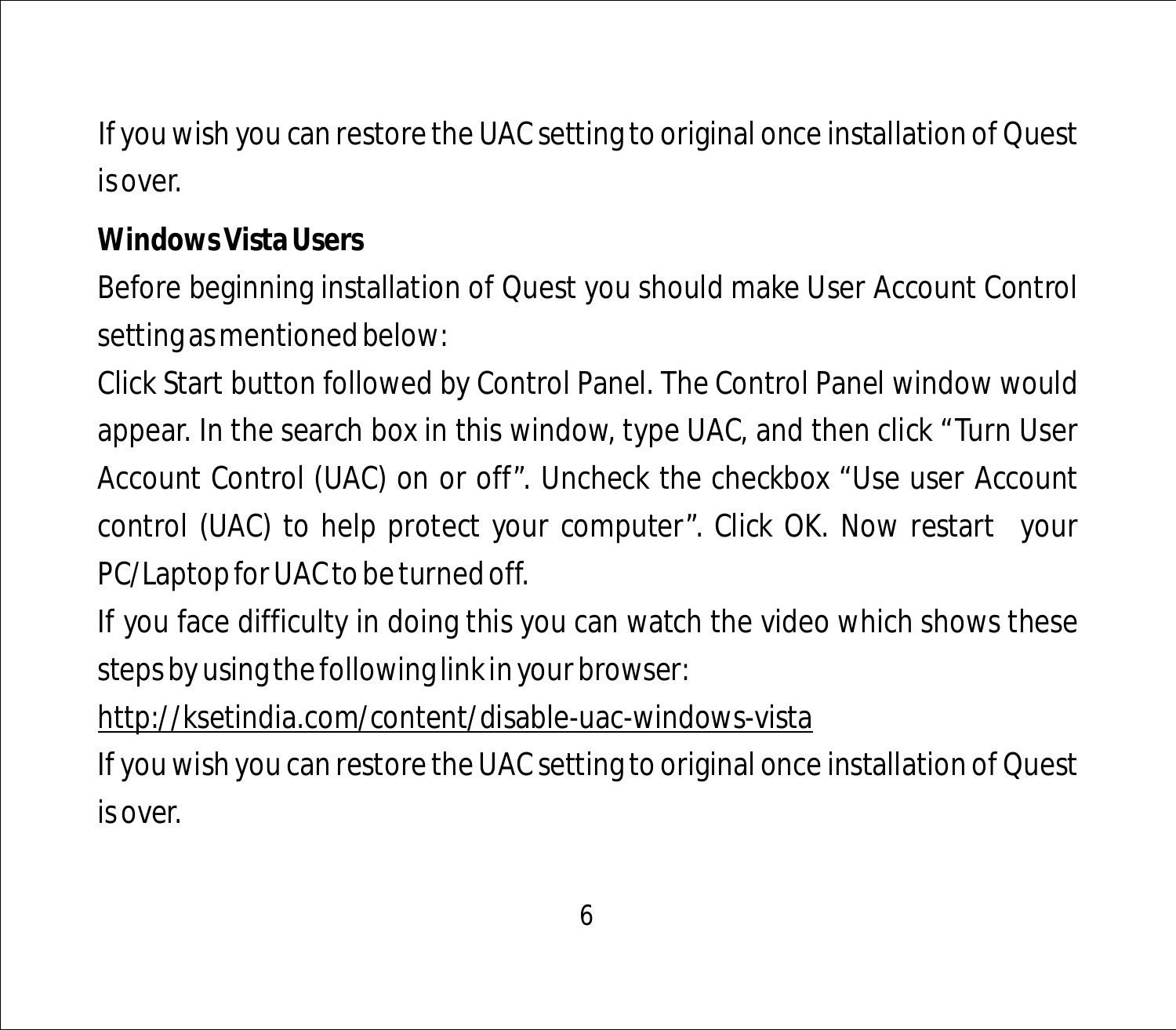If you wish you can restore the UAC setting to original once installation of Quest is over.

**Windows Vista Users**

Before beginning installation of Quest you should make User Account Control setting as mentioned below:

Click Start button followed by Control Panel. The Control Panel window would appear. In the search box in this window, type UAC, and then click “Turn User Account Control (UAC) on or off”. Uncheck the checkbox “Use user Account control (UAC) to help protect your computer”. Click OK. Now restart your PC/Laptop for UAC to be turned off.

If you face difficulty in doing this you can watch the video which shows these steps by using the following link in your browser:

http://ksetindia.com/content/disable-uac-windows-vista

If you wish you can restore the UAC setting to original once installation of Quest is over.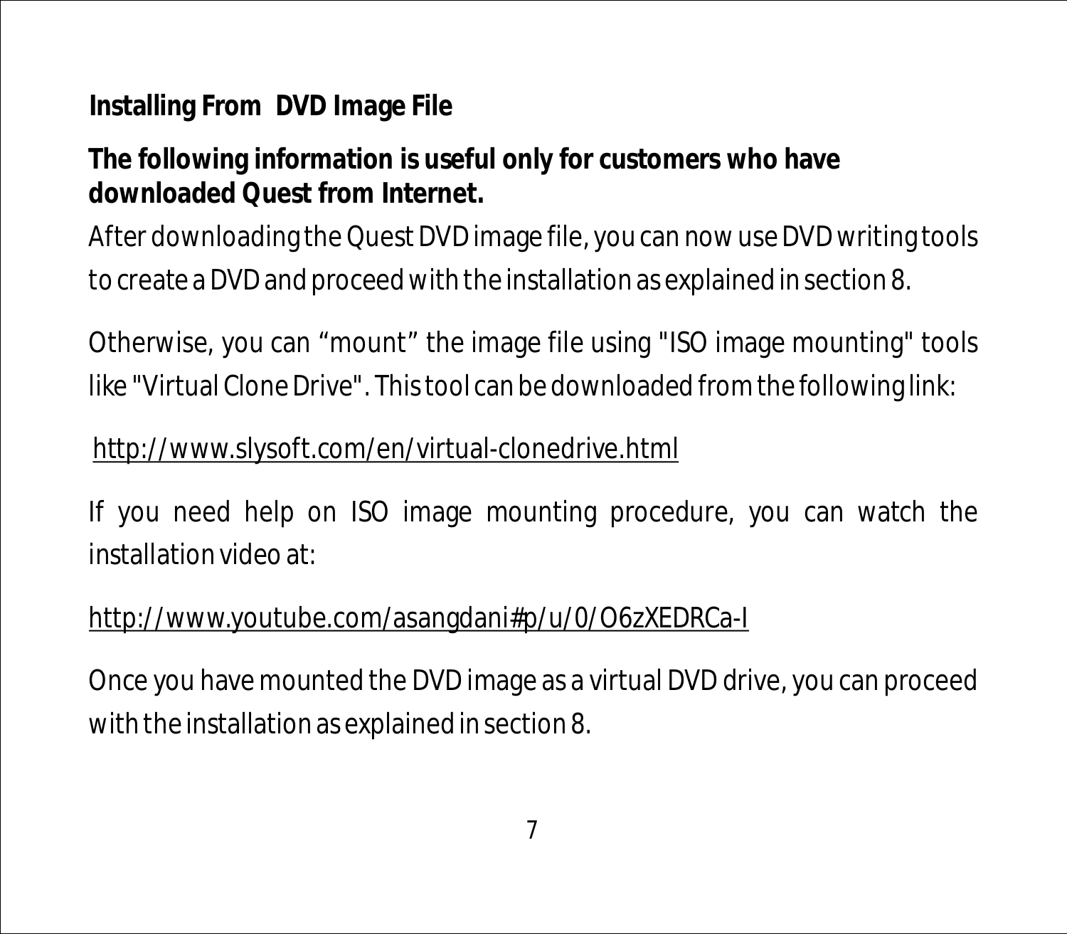## Installing From DVD Image File

**The following information is useful only for customers who have downloaded Quest from Internet.**

After downloading the Quest DVD image file, you can now use DVD writing tools to create a DVD and proceed with the installation as explained in section 8.

Otherwise, you can “mount” the image file using "ISO image mounting" tools like "Virtual Clone Drive". This tool can be downloaded from the following link:

http://www.slysoft.com/en/virtual-clonedrive.html

If you need help on ISO image mounting procedure, you can watch the installation video at:

http://www.youtube.com/asangdani#p/u/0/O6zXEDRCa-I

Once you have mounted the DVD image as a virtual DVD drive, you can proceed with the installation as explained in section 8.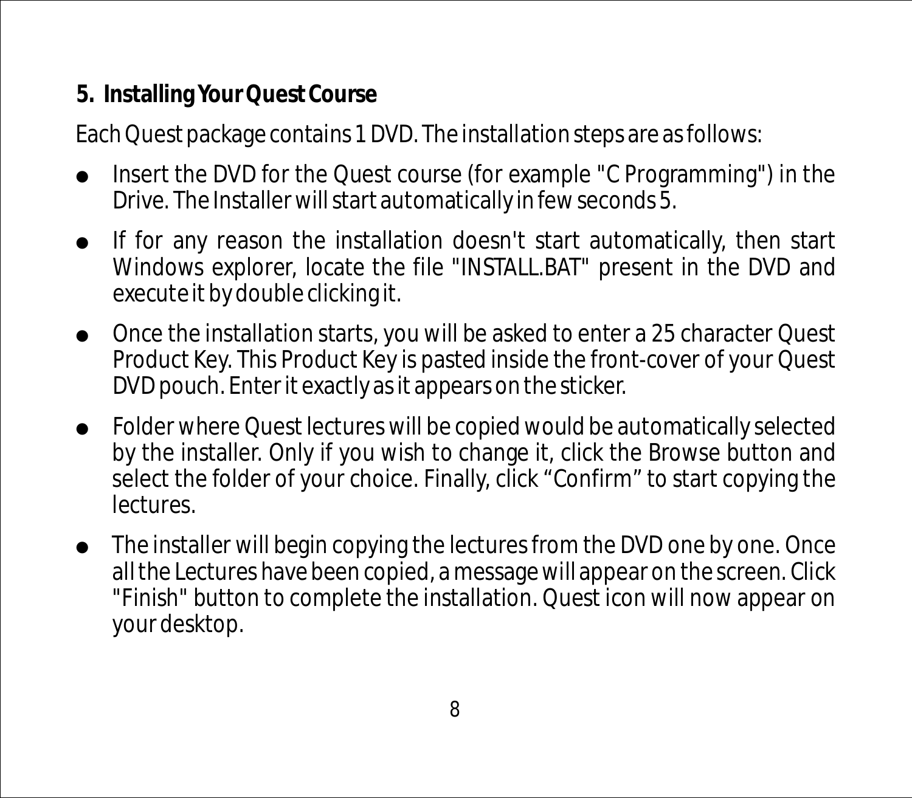## 5. Installing Your Quest Course

Each Quest package contains 1 DVD. The installation steps are as follows:

- Insert the DVD for the Quest course (for example "C Programming") in the Drive. The Installer will start automatically in few seconds 5.
- If for any reason the installation doesn't start automatically, then start Windows explorer, locate the file "INSTALL.BAT" present in the DVD and execute it by double clicking it.
- Once the installation starts, you will be asked to enter a 25 character Quest Product Key. This Product Key is pasted inside the front-cover of your Quest DVD pouch. Enter it exactly as it appears on the sticker.
- Folder where Quest lectures will be copied would be automatically selected by the installer. Only if you wish to change it, click the Browse button and select the folder of your choice. Finally, click "Confirm" to start copying the lectures.
- The installer will begin copying the lectures from the DVD one by one. Once all the Lectures have been copied, a message will appear on the screen. Click "Finish" button to complete the installation. Quest icon will now appear on your desktop.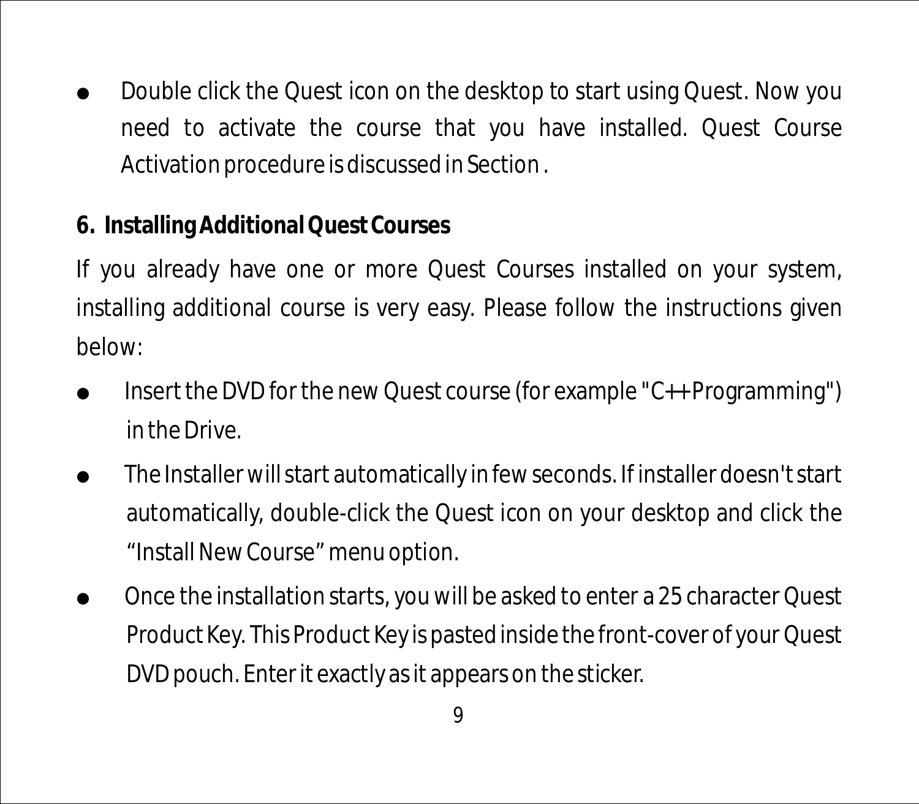- Double click the Quest icon on the desktop to start using Quest. Now you need to activate the course that you have installed. Quest Course Activation procedure is discussed in Section .

## 6. Installing Additional Quest Courses

If you already have one or more Quest Courses installed on your system, installing additional course is very easy. Please follow the instructions given below:

- Insert the DVD for the new Quest course (for example "C++ Programming") in the Drive.
- The Installer will start automatically in few seconds. If installer doesn't start automatically, double-click the Quest icon on your desktop and click the "Install New Course" menu option.
- Once the installation starts, you will be asked to enter a 25 character Quest Product Key. This Product Key is pasted inside the front-cover of your Quest DVD pouch. Enter it exactly as it appears on the sticker.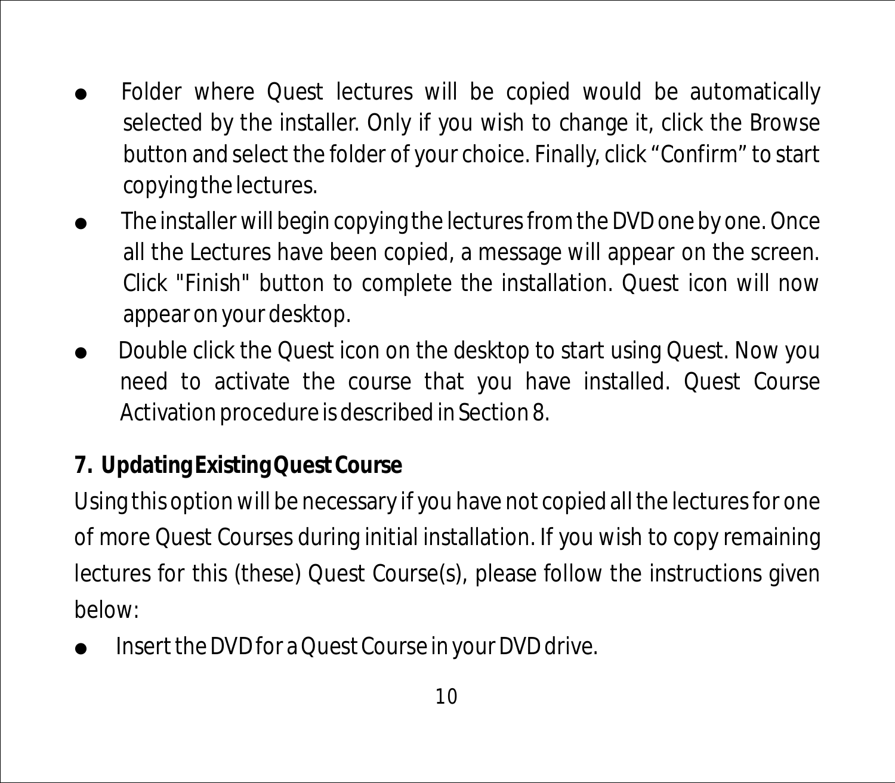- Folder where Quest lectures will be copied would be automatically selected by the installer. Only if you wish to change it, click the Browse button and select the folder of your choice. Finally, click “Confirm” to start copying the lectures.
- The installer will begin copying the lectures from the DVD one by one. Once all the Lectures have been copied, a message will appear on the screen. Click "Finish" button to complete the installation. Quest icon will now appear on your desktop.
- Double click the Quest icon on the desktop to start using Quest. Now you need to activate the course that you have installed. Quest Course Activation procedure is described in Section 8.

## 7. Updating Existing Quest Course

Using this option will be necessary if you have not copied all the lectures for one of more Quest Courses during initial installation. If you wish to copy remaining lectures for this (these) Quest Course(s), please follow the instructions given below:

- Insert the DVD for a Quest Course in your DVD drive.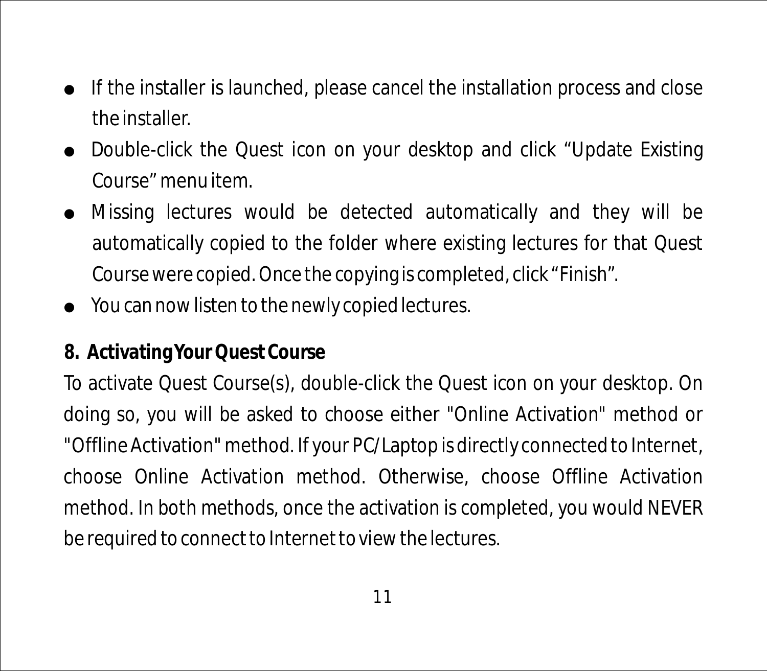- If the installer is launched, please cancel the installation process and close the installer.
- Double-click the Quest icon on your desktop and click “Update Existing Course” menu item.
- Missing lectures would be detected automatically and they will be automatically copied to the folder where existing lectures for that Quest Course were copied. Once the copying is completed, click “Finish”.
- You can now listen to the newly copied lectures.

## 8. Activating Your Quest Course

To activate Quest Course(s), double-click the Quest icon on your desktop. On doing so, you will be asked to choose either "Online Activation" method or "Offline Activation" method. If your PC/Laptop is directly connected to Internet, choose Online Activation method. Otherwise, choose Offline Activation method. In both methods, once the activation is completed, you would NEVER be required to connect to Internet to view the lectures.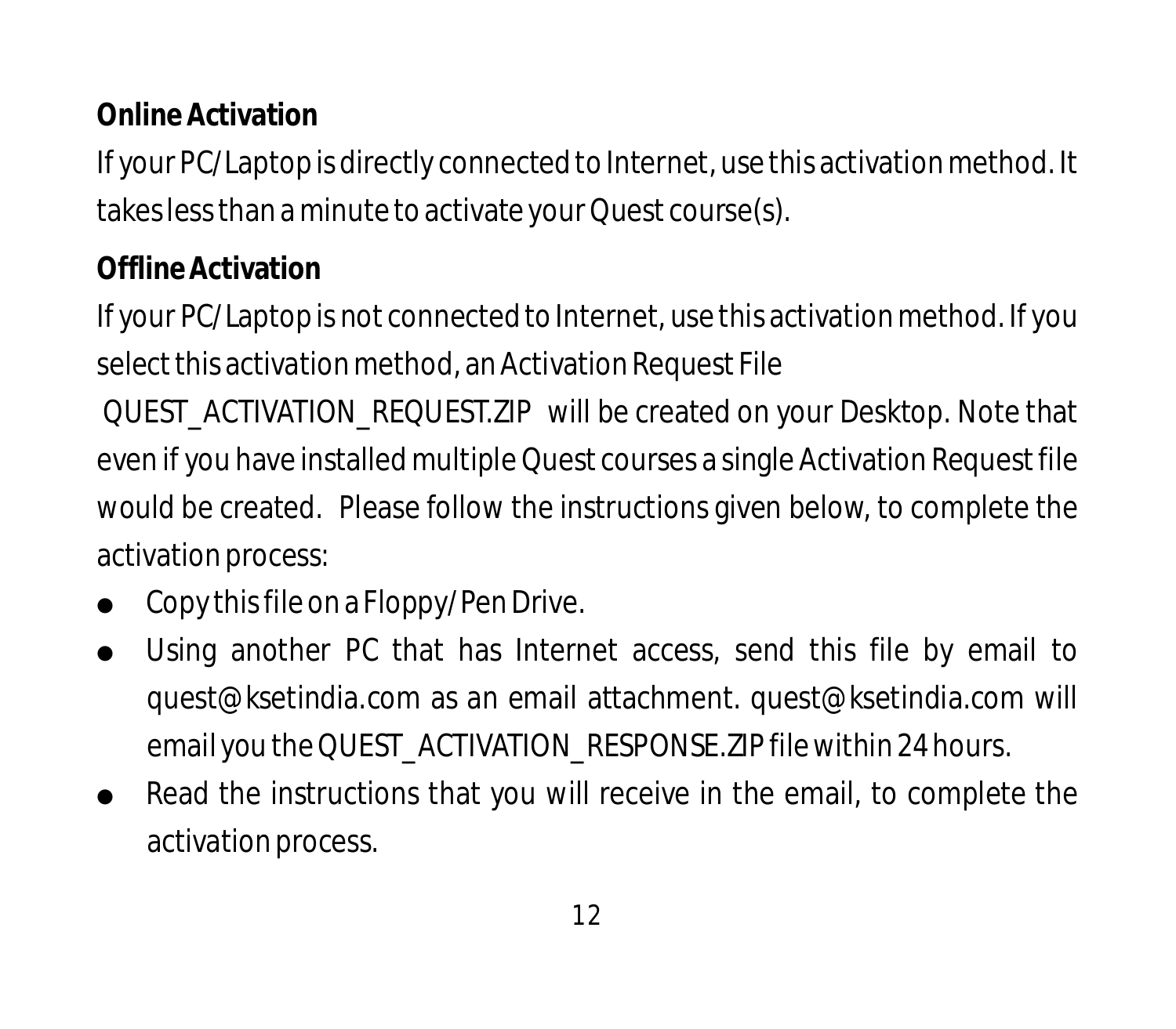**Online Activation**

If your PC/Laptop is directly connected to Internet, use this activation method. It takes less than a minute to activate your Quest course(s).

**Offline Activation**

If your PC/Laptop is not connected to Internet, use this activation method. If you select this activation method, an Activation Request File QUEST_ACTIVATION_REQUEST.ZIP will be created on your Desktop. Note that even if you have installed multiple Quest courses a single Activation Request file would be created. Please follow the instructions given below, to complete the activation process:

- Copy this file on a Floppy/Pen Drive.
- Using another PC that has Internet access, send this file by email to quest@ksetindia.com as an email attachment. quest@ksetindia.com will email you the QUEST_ACTIVATION_RESPONSE.ZIP file within 24 hours.
- Read the instructions that you will receive in the email, to complete the activation process.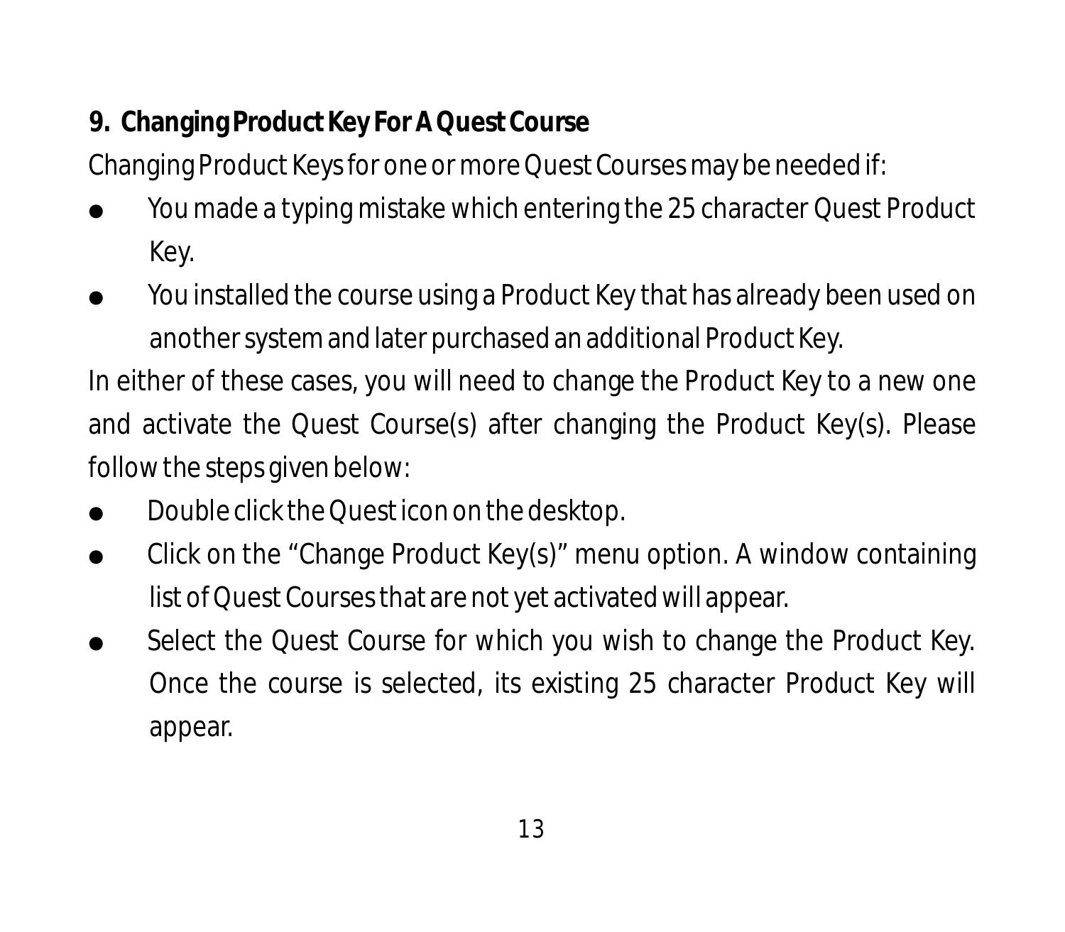## 9. Changing Product Key For A Quest Course

Changing Product Keys for one or more Quest Courses may be needed if:

- You made a typing mistake which entering the 25 character Quest Product Key.
- You installed the course using a Product Key that has already been used on another system and later purchased an additional Product Key.

In either of these cases, you will need to change the Product Key to a new one and activate the Quest Course(s) after changing the Product Key(s). Please follow the steps given below:

- Double click the Quest icon on the desktop.
- Click on the "Change Product Key(s)" menu option. A window containing list of Quest Courses that are not yet activated will appear.
- Select the Quest Course for which you wish to change the Product Key. Once the course is selected, its existing 25 character Product Key will appear.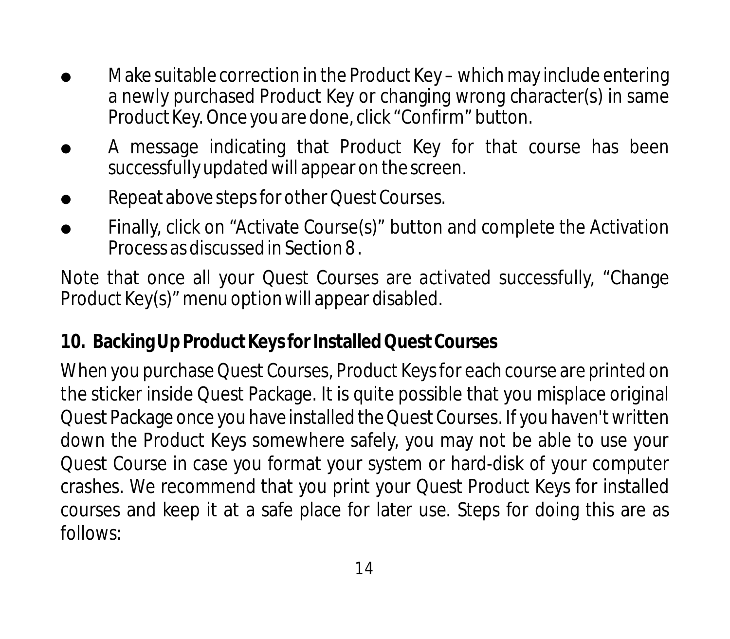- Make suitable correction in the Product Key – which may include entering a newly purchased Product Key or changing wrong character(s) in same Product Key. Once you are done, click "Confirm" button.
- A message indicating that Product Key for that course has been successfully updated will appear on the screen.
- Repeat above steps for other Quest Courses.
- Finally, click on "Activate Course(s)" button and complete the Activation Process as discussed in Section 8 .

Note that once all your Quest Courses are activated successfully, "Change Product Key(s)" menu option will appear disabled.

## 10. Backing Up Product Keys for Installed Quest Courses

When you purchase Quest Courses, Product Keys for each course are printed on the sticker inside Quest Package. It is quite possible that you misplace original Quest Package once you have installed the Quest Courses. If you haven't written down the Product Keys somewhere safely, you may not be able to use your Quest Course in case you format your system or hard-disk of your computer crashes. We recommend that you print your Quest Product Keys for installed courses and keep it at a safe place for later use. Steps for doing this are as follows: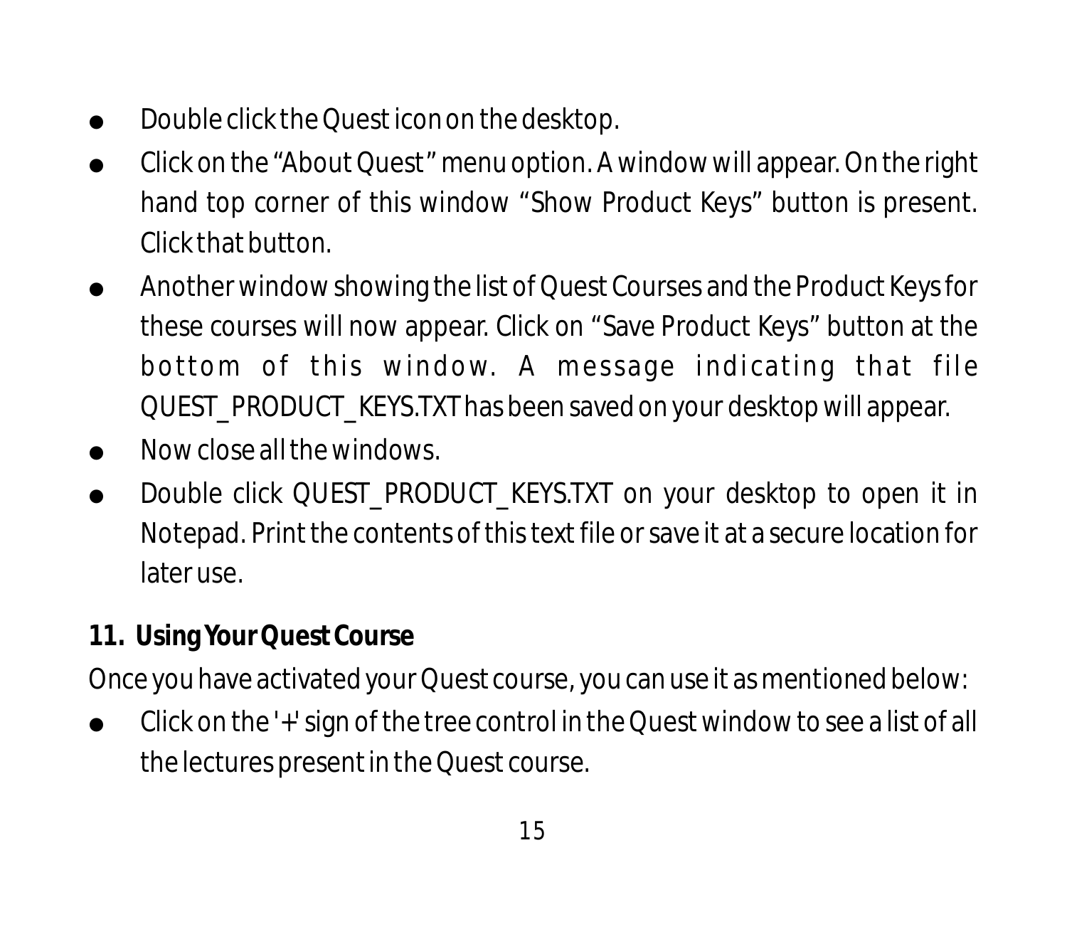- Double click the Quest icon on the desktop.
- Click on the "About Quest" menu option. A window will appear. On the right hand top corner of this window "Show Product Keys" button is present. Click that button.
- Another window showing the list of Quest Courses and the Product Keys for these courses will now appear. Click on "Save Product Keys" button at the bottom of this window. A message indicating that file QUEST_PRODUCT_KEYS.TXT has been saved on your desktop will appear.
- Now close all the windows.
- Double click QUEST_PRODUCT_KEYS.TXT on your desktop to open it in Notepad. Print the contents of this text file or save it at a secure location for later use.

## 11. Using Your Quest Course

Once you have activated your Quest course, you can use it as mentioned below:

- Click on the '+' sign of the tree control in the Quest window to see a list of all the lectures present in the Quest course.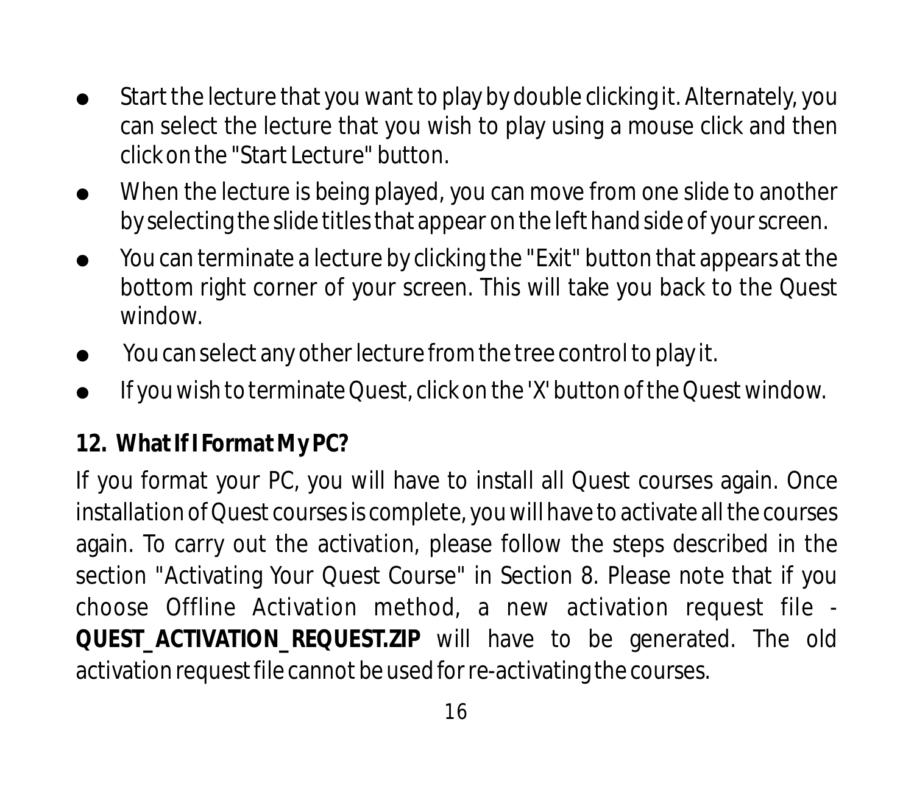- Start the lecture that you want to play by double clicking it. Alternately, you can select the lecture that you wish to play using a mouse click and then click on the "Start Lecture" button.
- When the lecture is being played, you can move from one slide to another by selecting the slide titles that appear on the left hand side of your screen.
- You can terminate a lecture by clicking the "Exit" button that appears at the bottom right corner of your screen. This will take you back to the Quest window.
- You can select any other lecture from the tree control to play it.
- If you wish to terminate Quest, click on the 'X' button of the Quest window.

## 12. What If I Format My PC?

If you format your PC, you will have to install all Quest courses again. Once installation of Quest courses is complete, you will have to activate all the courses again. To carry out the activation, please follow the steps described in the section "Activating Your Quest Course" in Section 8. Please note that if you choose Offline Activation method, a new activation request file - **QUEST_ACTIVATION_REQUEST.ZIP** will have to be generated. The old activation request file cannot be used for re-activating the courses.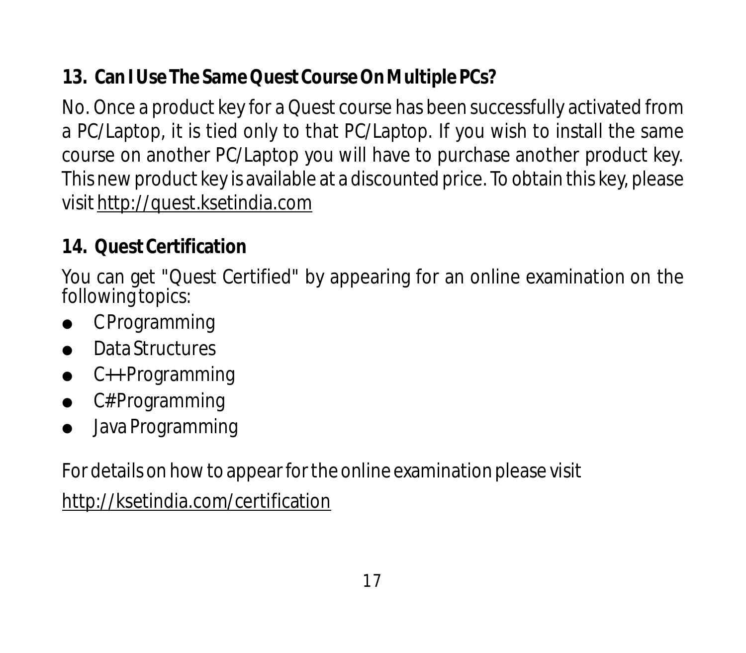### 13. Can I Use The Same Quest Course On Multiple PCs?

No. Once a product key for a Quest course has been successfully activated from a PC/Laptop, it is tied only to that PC/Laptop. If you wish to install the same course on another PC/Laptop you will have to purchase another product key. This new product key is available at a discounted price. To obtain this key, please visit http://quest.ksetindia.com

### 14. Quest Certification

You can get "Quest Certified" by appearing for an online examination on the following topics:

- C Programming
- Data Structures
- C++ Programming
- C# Programming
- Java Programming

For details on how to appear for the online examination please visit

http://ksetindia.com/certification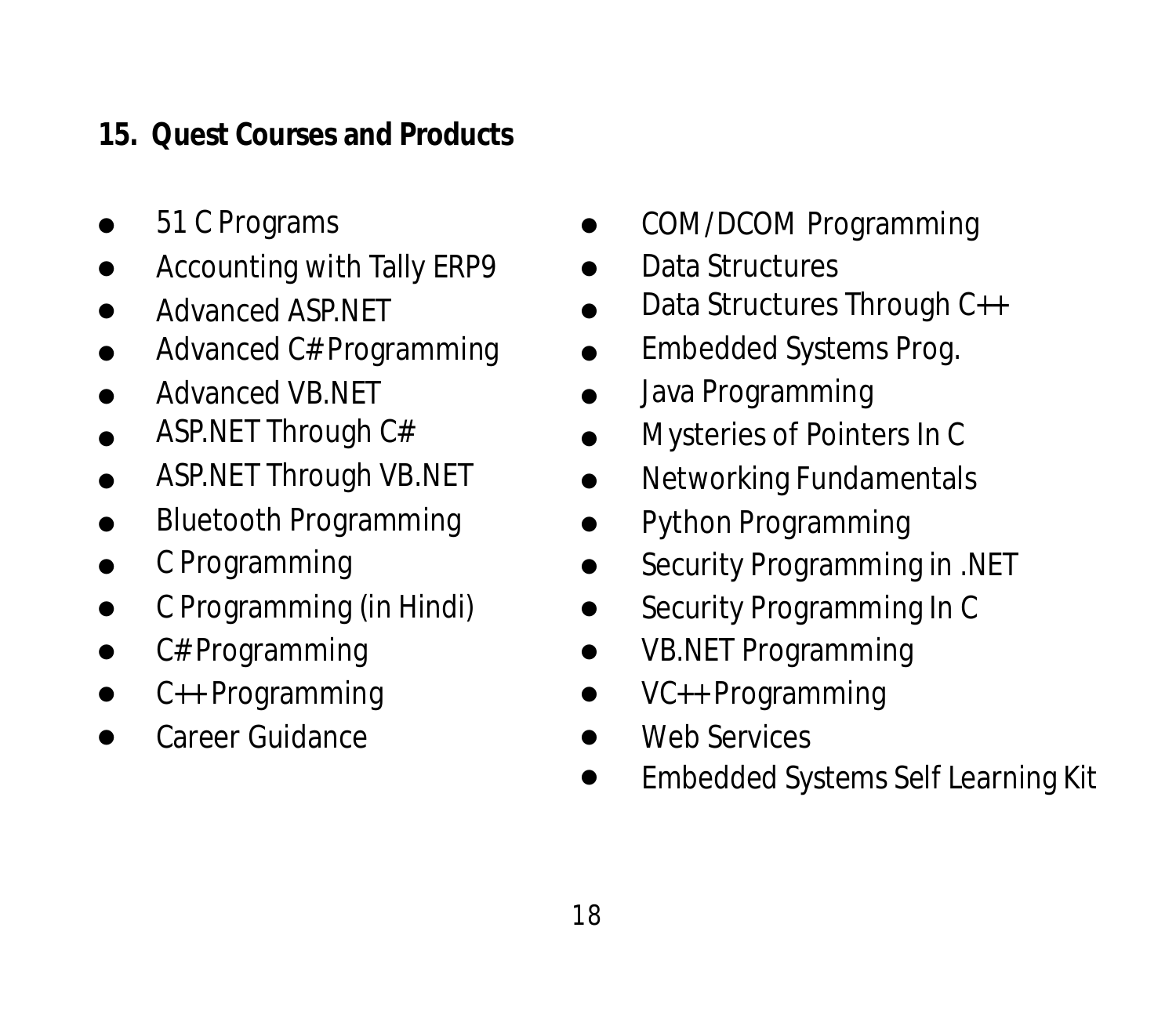## 15. Quest Courses and Products

- 51 C Programs
- Accounting with Tally ERP9
- Advanced ASP.NET
- Advanced C# Programming
- Advanced VB.NET
- ASP.NET Through C#
- ASP.NET Through VB.NET
- Bluetooth Programming
- C Programming
- C Programming (in Hindi)
- C# Programming
- C++ Programming
- Career Guidance
- COM/DCOM Programming
- Data Structures
- Data Structures Through C++
- Embedded Systems Prog.
- Java Programming
- Mysteries of Pointers In C
- Networking Fundamentals
- Python Programming
- Security Programming in .NET
- Security Programming In C
- VB.NET Programming
- VC++ Programming
- Web Services
- Embedded Systems Self Learning Kit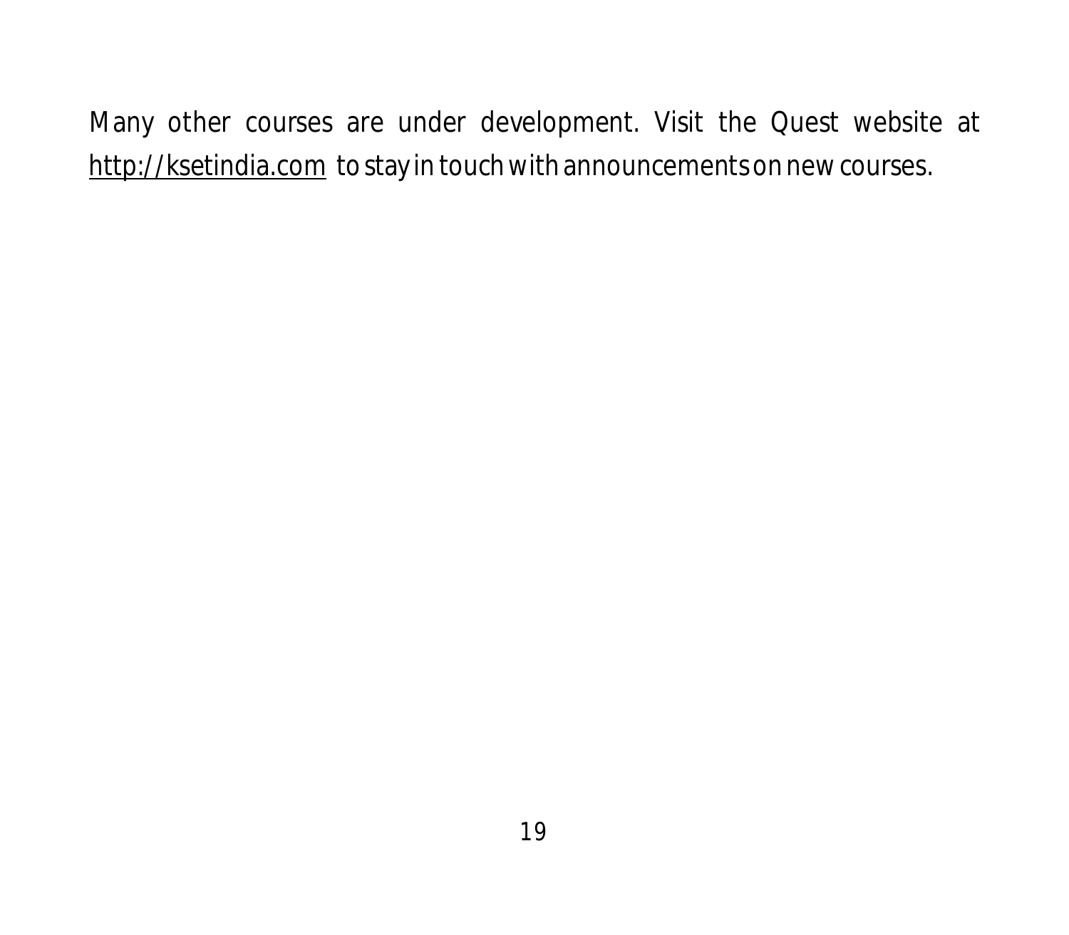Many other courses are under development. Visit the Quest website at http://ksetindia.com to stay in touch with announcements on new courses.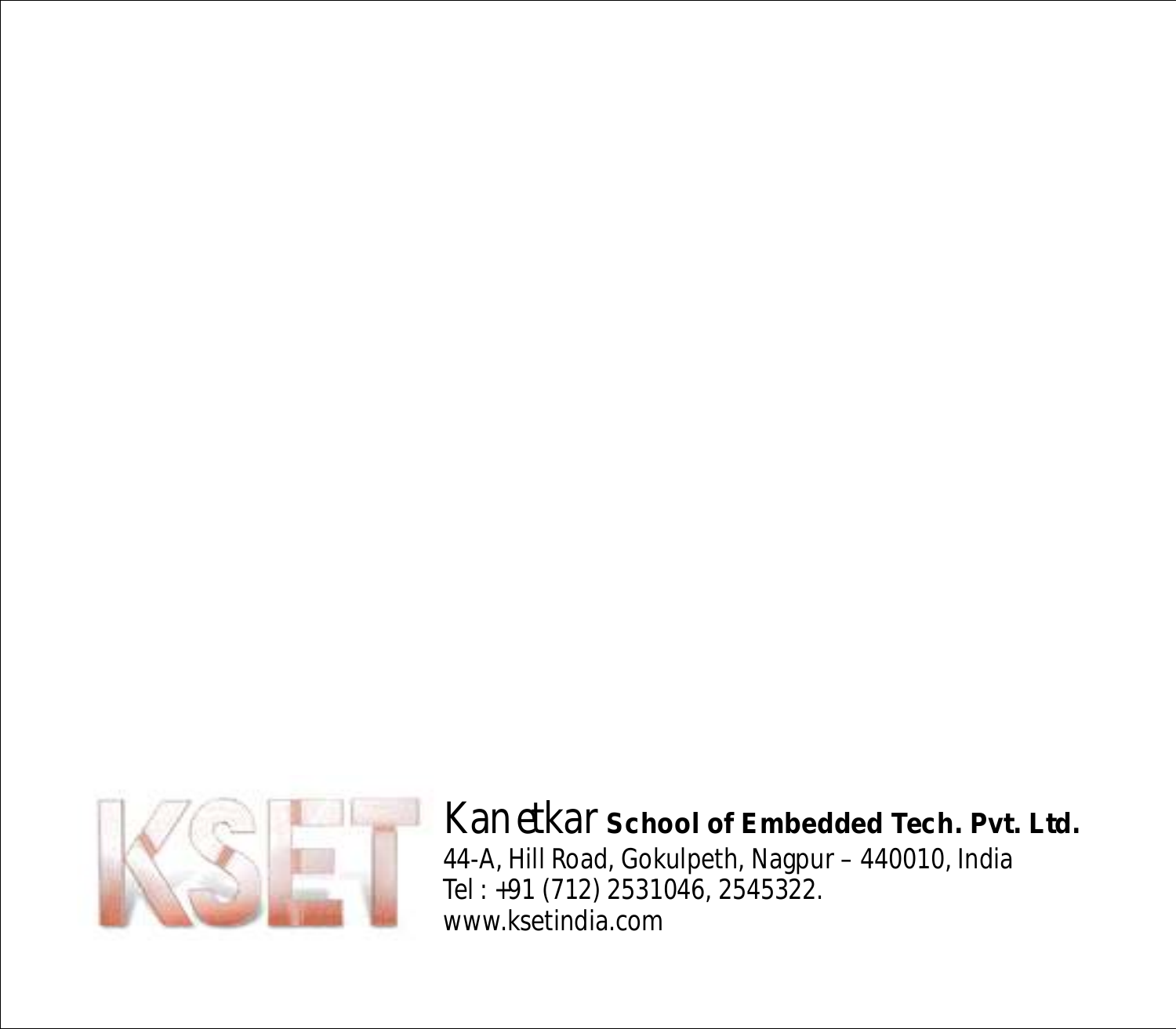KSET

Kanetkar **School of Embedded Tech. Pvt. Ltd.**
44-A, Hill Road, Gokulpeth, Nagpur – 440010, India
Tel : +91 (712) 2531046, 2545322.
www.ksetindia.com